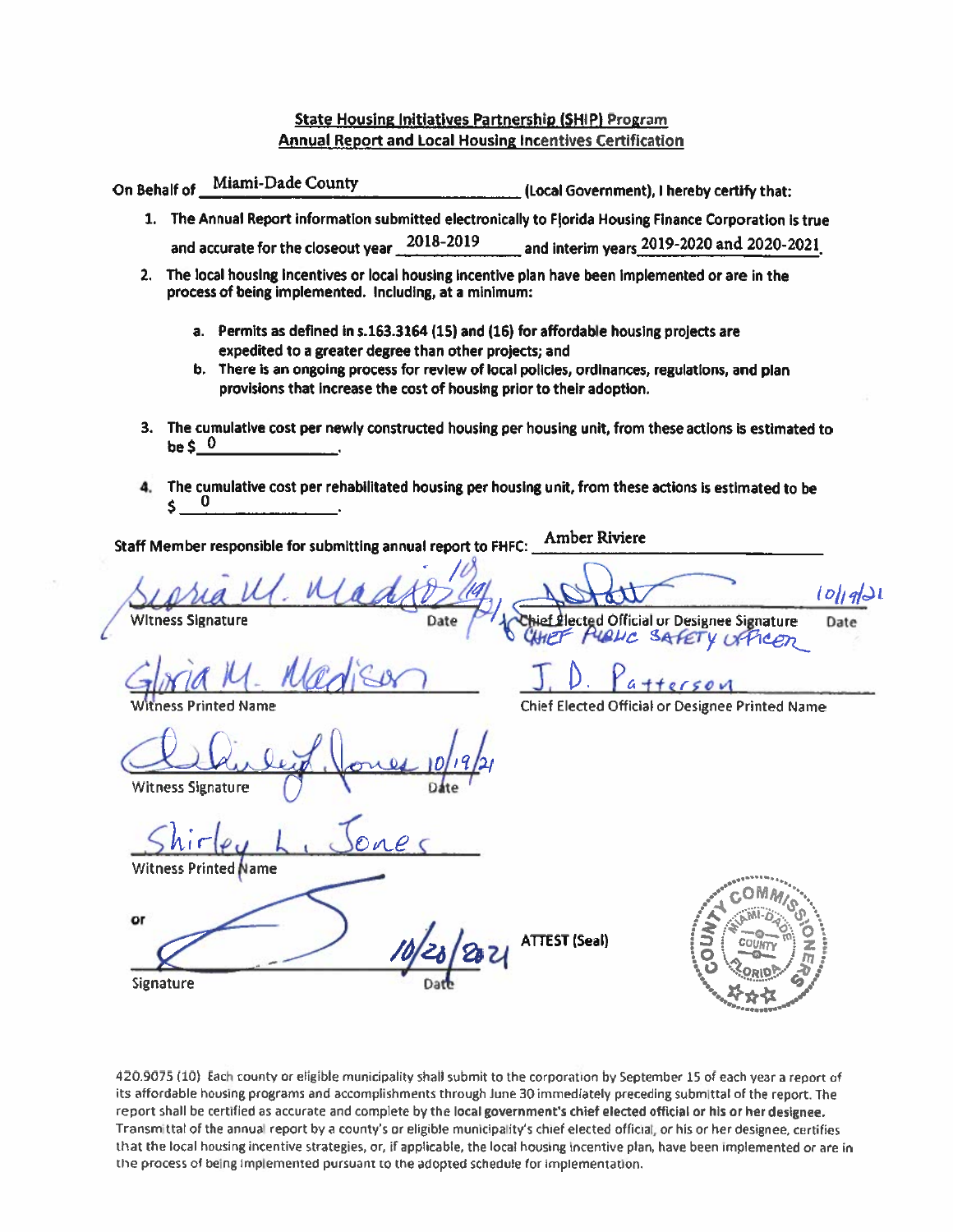## State Housing Initiatives Partnership (SHIP) Program
## Annual Report and Local Housing Incentives Certification

On Behalf of Miami-Dade County (Local Government), I hereby certify that:

1. The Annual Report information submitted electronically to Florida Housing Finance Corporation is true and accurate for the closeout year 2018-2019 and interim years 2019-2020 and 2020-2021.
2. The local housing incentives or local housing incentive plan have been implemented or are in the process of being implemented. Including, at a minimum:
   a. Permits as defined in s.163.3164 (15) and (16) for affordable housing projects are expedited to a greater degree than other projects; and
   b. There is an ongoing process for review of local policies, ordinances, regulations, and plan provisions that increase the cost of housing prior to their adoption.
3. The cumulative cost per newly constructed housing per housing unit, from these actions is estimated to be $ 0.
4. The cumulative cost per rehabilitated housing per housing unit, from these actions is estimated to be $ 0.

Staff Member responsible for submitting annual report to FHFC: Amber Riviere

| | |
|---|---|
| Witness Signature: Gloria M. Madison — Date: 10/19/21 | Chief Elected Official or Designee Signature — Date: 10/19/21 (Chief Public Safety Officer) |
| Witness Printed Name: Gloria M. Madison | Chief Elected Official or Designee Printed Name: J. D. Patterson |
| Witness Signature: Shirley L. Jones — Date: 10/19/21 | |
| Witness Printed Name: Shirley L. Jones | |

or

Signature — Date: 10/20/2021

ATTEST (Seal)

COUNTY COMMISSIONERS — MIAMI-DADE COUNTY, FLORIDA

420.9075 (10) Each county or eligible municipality shall submit to the corporation by September 15 of each year a report of its affordable housing programs and accomplishments through June 30 immediately preceding submittal of the report. The report shall be certified as accurate and complete by the **local government's chief elected official or his or her designee.** Transmittal of the annual report by a county's or eligible municipality's chief elected official, or his or her designee, certifies that the local housing incentive strategies, or, if applicable, the local housing incentive plan, have been implemented or are in the process of being implemented pursuant to the adopted schedule for implementation.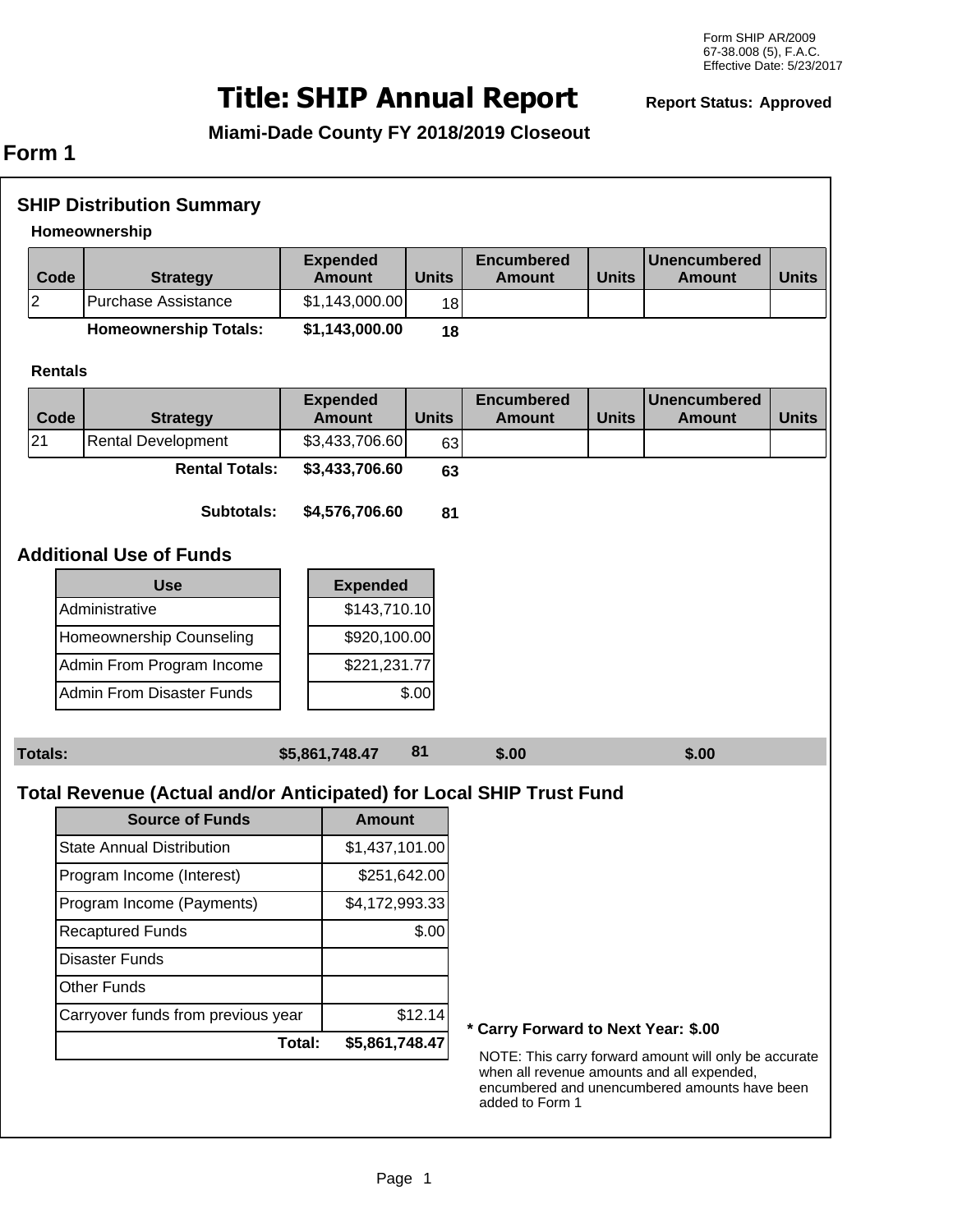Form SHIP AR/2009
67-38.008 (5), F.A.C.
Effective Date: 5/23/2017

# Title: SHIP Annual Report

**Report Status: Approved**

**Miami-Dade County FY 2018/2019 Closeout**

## Form 1

### SHIP Distribution Summary

**Homeownership**

| Code | Strategy | Expended Amount | Units | Encumbered Amount | Units | Unencumbered Amount | Units |
|---|---|---|---|---|---|---|---|
| 2 | Purchase Assistance | $1,143,000.00 | 18 | | | | |
| | **Homeownership Totals:** | **$1,143,000.00** | **18** | | | | |

**Rentals**

| Code | Strategy | Expended Amount | Units | Encumbered Amount | Units | Unencumbered Amount | Units |
|---|---|---|---|---|---|---|---|
| 21 | Rental Development | $3,433,706.60 | 63 | | | | |
| | **Rental Totals:** | **$3,433,706.60** | **63** | | | | |
| | **Subtotals:** | **$4,576,706.60** | **81** | | | | |

### Additional Use of Funds

| Use | Expended |
|---|---|
| Administrative | $143,710.10 |
| Homeownership Counseling | $920,100.00 |
| Admin From Program Income | $221,231.77 |
| Admin From Disaster Funds | $.00 |

| **Totals:** | **$5,861,748.47** | **81** | **$.00** | **$.00** |
|---|---|---|---|---|

### Total Revenue (Actual and/or Anticipated) for Local SHIP Trust Fund

| Source of Funds | Amount |
|---|---|
| State Annual Distribution | $1,437,101.00 |
| Program Income (Interest) | $251,642.00 |
| Program Income (Payments) | $4,172,993.33 |
| Recaptured Funds | $.00 |
| Disaster Funds | |
| Other Funds | |
| Carryover funds from previous year | $12.14 |
| **Total:** | **$5,861,748.47** |

**\* Carry Forward to Next Year: $.00**

NOTE: This carry forward amount will only be accurate when all revenue amounts and all expended, encumbered and unencumbered amounts have been added to Form 1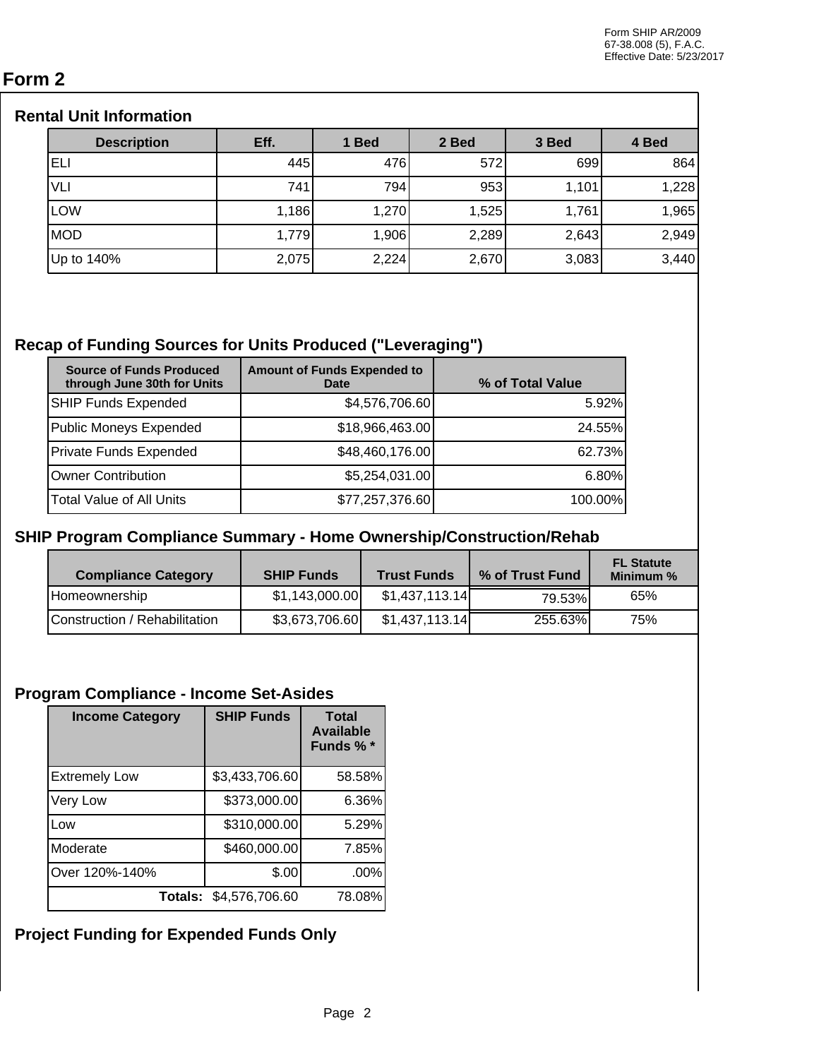Form SHIP AR/2009
67-38.008 (5), F.A.C.
Effective Date: 5/23/2017

# Form 2

## Rental Unit Information

| Description | Eff. | 1 Bed | 2 Bed | 3 Bed | 4 Bed |
|---|---|---|---|---|---|
| ELI | 445 | 476 | 572 | 699 | 864 |
| VLI | 741 | 794 | 953 | 1,101 | 1,228 |
| LOW | 1,186 | 1,270 | 1,525 | 1,761 | 1,965 |
| MOD | 1,779 | 1,906 | 2,289 | 2,643 | 2,949 |
| Up to 140% | 2,075 | 2,224 | 2,670 | 3,083 | 3,440 |

## Recap of Funding Sources for Units Produced ("Leveraging")

| Source of Funds Produced through June 30th for Units | Amount of Funds Expended to Date | % of Total Value |
|---|---|---|
| SHIP Funds Expended | $4,576,706.60 | 5.92% |
| Public Moneys Expended | $18,966,463.00 | 24.55% |
| Private Funds Expended | $48,460,176.00 | 62.73% |
| Owner Contribution | $5,254,031.00 | 6.80% |
| Total Value of All Units | $77,257,376.60 | 100.00% |

## SHIP Program Compliance Summary - Home Ownership/Construction/Rehab

| Compliance Category | SHIP Funds | Trust Funds | % of Trust Fund | FL Statute Minimum % |
|---|---|---|---|---|
| Homeownership | $1,143,000.00 | $1,437,113.14 | 79.53% | 65% |
| Construction / Rehabilitation | $3,673,706.60 | $1,437,113.14 | 255.63% | 75% |

## Program Compliance - Income Set-Asides

| Income Category | SHIP Funds | Total Available Funds % * |
|---|---|---|
| Extremely Low | $3,433,706.60 | 58.58% |
| Very Low | $373,000.00 | 6.36% |
| Low | $310,000.00 | 5.29% |
| Moderate | $460,000.00 | 7.85% |
| Over 120%-140% | $.00 | .00% |
| Totals: | $4,576,706.60 | 78.08% |

## Project Funding for Expended Funds Only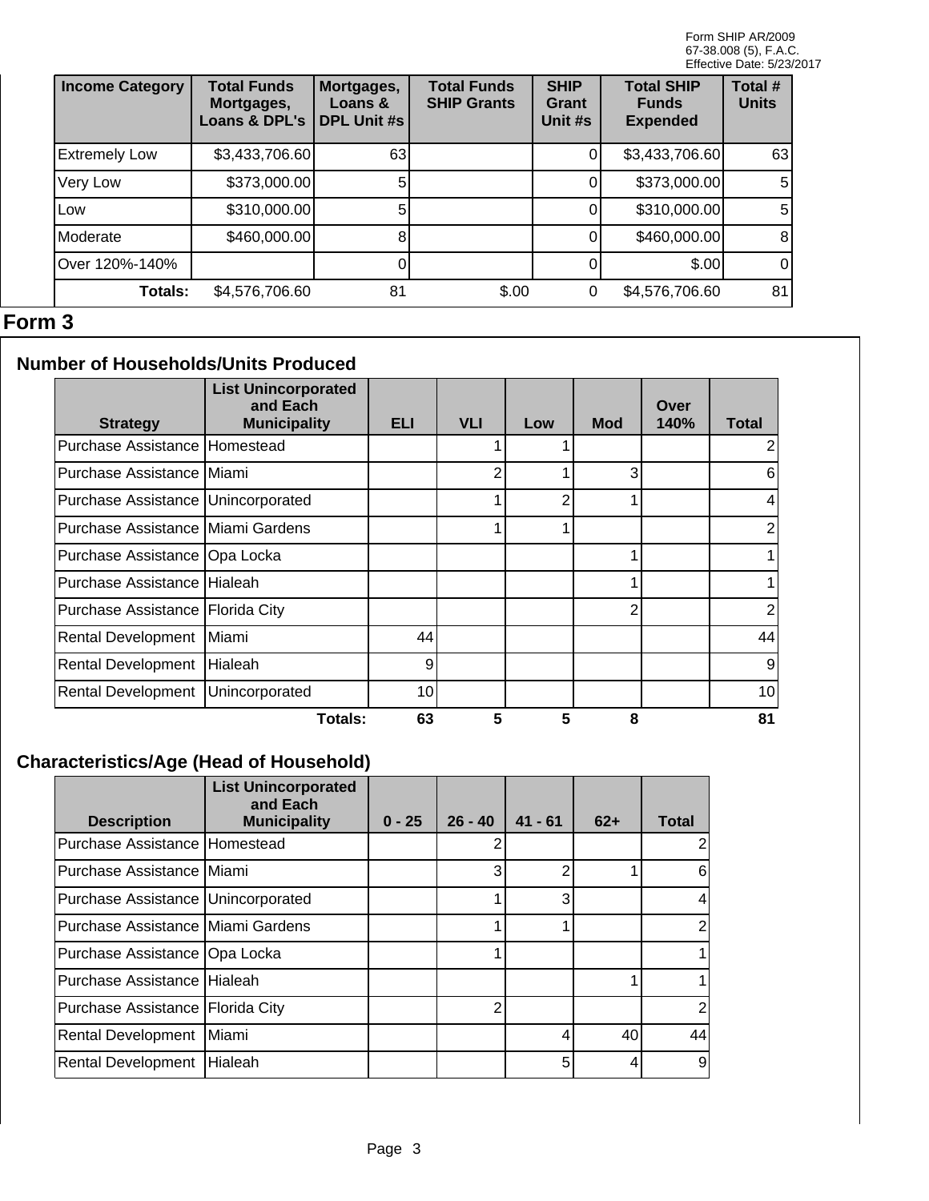| Income Category | Total Funds Mortgages, Loans & DPL's | Mortgages, Loans & DPL Unit #s | Total Funds SHIP Grants | SHIP Grant Unit #s | Total SHIP Funds Expended | Total # Units |
|---|---|---|---|---|---|---|
| Extremely Low | $3,433,706.60 | 63 | | 0 | $3,433,706.60 | 63 |
| Very Low | $373,000.00 | 5 | | 0 | $373,000.00 | 5 |
| Low | $310,000.00 | 5 | | 0 | $310,000.00 | 5 |
| Moderate | $460,000.00 | 8 | | 0 | $460,000.00 | 8 |
| Over 120%-140% | | 0 | | 0 | $.00 | 0 |
| Totals: | $4,576,706.60 | 81 | $.00 | 0 | $4,576,706.60 | 81 |

# Form 3

## Number of Households/Units Produced

| Strategy | List Unincorporated and Each Municipality | ELI | VLI | Low | Mod | Over 140% | Total |
|---|---|---|---|---|---|---|---|
| Purchase Assistance | Homestead | | 1 | 1 | | | 2 |
| Purchase Assistance | Miami | | 2 | 1 | 3 | | 6 |
| Purchase Assistance | Unincorporated | | 1 | 2 | 1 | | 4 |
| Purchase Assistance | Miami Gardens | | 1 | 1 | | | 2 |
| Purchase Assistance | Opa Locka | | | | 1 | | 1 |
| Purchase Assistance | Hialeah | | | | 1 | | 1 |
| Purchase Assistance | Florida City | | | | 2 | | 2 |
| Rental Development | Miami | 44 | | | | | 44 |
| Rental Development | Hialeah | 9 | | | | | 9 |
| Rental Development | Unincorporated | 10 | | | | | 10 |
| | Totals: | 63 | 5 | 5 | 8 | | 81 |

## Characteristics/Age (Head of Household)

| Description | List Unincorporated and Each Municipality | 0 - 25 | 26 - 40 | 41 - 61 | 62+ | Total |
|---|---|---|---|---|---|---|
| Purchase Assistance | Homestead | | 2 | | | 2 |
| Purchase Assistance | Miami | | 3 | 2 | 1 | 6 |
| Purchase Assistance | Unincorporated | | 1 | 3 | | 4 |
| Purchase Assistance | Miami Gardens | | 1 | 1 | | 2 |
| Purchase Assistance | Opa Locka | | 1 | | | 1 |
| Purchase Assistance | Hialeah | | | | 1 | 1 |
| Purchase Assistance | Florida City | | 2 | | | 2 |
| Rental Development | Miami | | | 4 | 40 | 44 |
| Rental Development | Hialeah | | | 5 | 4 | 9 |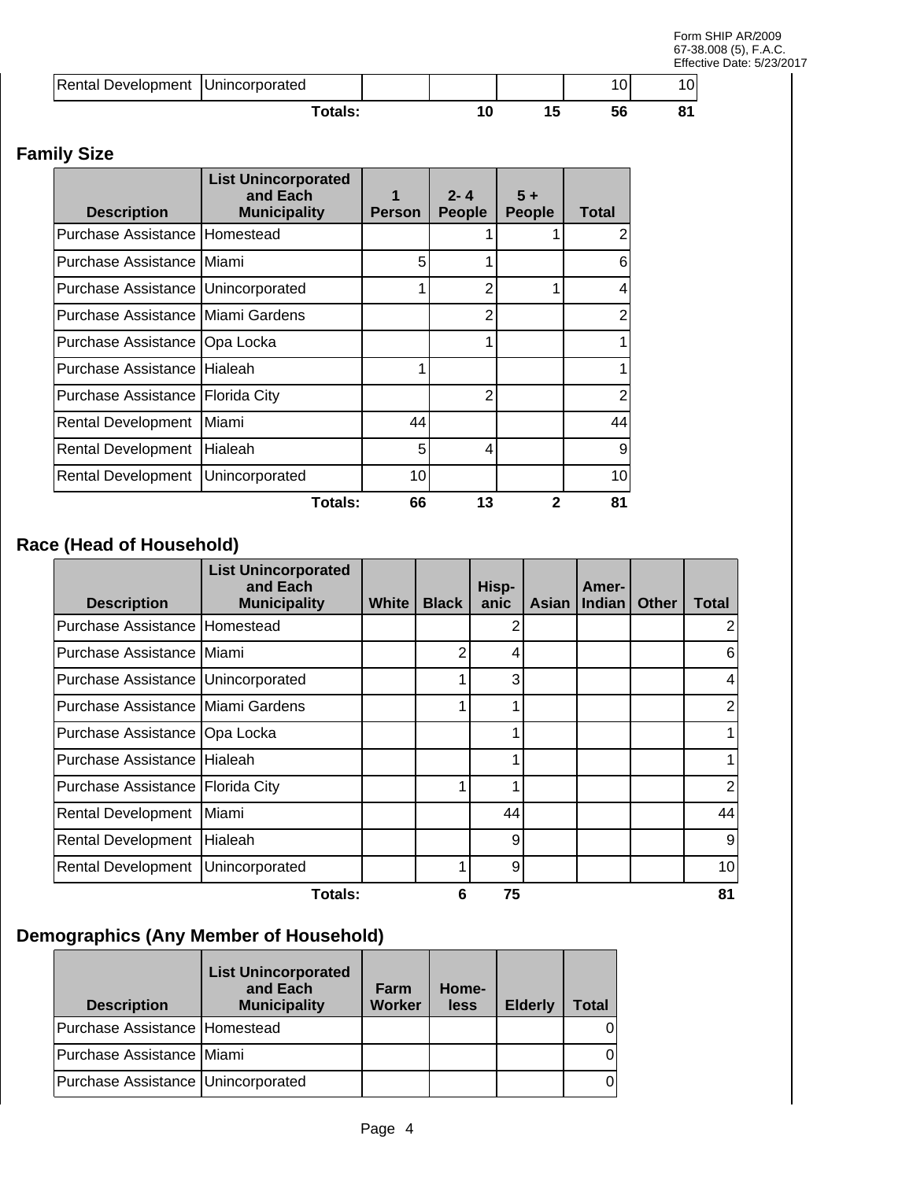| | | | | | | |
|---|---|---|---|---|---|---|
| Rental Development | Unincorporated | | | | 10 | 10 |
| | **Totals:** | | **10** | **15** | **56** | **81** |

## Family Size

| Description | List Unincorporated and Each Municipality | 1 Person | 2- 4 People | 5 + People | Total |
|---|---|---|---|---|---|
| Purchase Assistance | Homestead | | 1 | 1 | 2 |
| Purchase Assistance | Miami | 5 | 1 | | 6 |
| Purchase Assistance | Unincorporated | 1 | 2 | 1 | 4 |
| Purchase Assistance | Miami Gardens | | 2 | | 2 |
| Purchase Assistance | Opa Locka | | 1 | | 1 |
| Purchase Assistance | Hialeah | 1 | | | 1 |
| Purchase Assistance | Florida City | | 2 | | 2 |
| Rental Development | Miami | 44 | | | 44 |
| Rental Development | Hialeah | 5 | 4 | | 9 |
| Rental Development | Unincorporated | 10 | | | 10 |
| | **Totals:** | **66** | **13** | **2** | **81** |

## Race (Head of Household)

| Description | List Unincorporated and Each Municipality | White | Black | Hisp-anic | Asian | Amer-Indian | Other | Total |
|---|---|---|---|---|---|---|---|---|
| Purchase Assistance | Homestead | | | 2 | | | | 2 |
| Purchase Assistance | Miami | | 2 | 4 | | | | 6 |
| Purchase Assistance | Unincorporated | | 1 | 3 | | | | 4 |
| Purchase Assistance | Miami Gardens | | 1 | 1 | | | | 2 |
| Purchase Assistance | Opa Locka | | | 1 | | | | 1 |
| Purchase Assistance | Hialeah | | | 1 | | | | 1 |
| Purchase Assistance | Florida City | | 1 | 1 | | | | 2 |
| Rental Development | Miami | | | 44 | | | | 44 |
| Rental Development | Hialeah | | | 9 | | | | 9 |
| Rental Development | Unincorporated | | 1 | 9 | | | | 10 |
| | **Totals:** | | **6** | **75** | | | | **81** |

## Demographics (Any Member of Household)

| Description | List Unincorporated and Each Municipality | Farm Worker | Home-less | Elderly | Total |
|---|---|---|---|---|---|
| Purchase Assistance | Homestead | | | | 0 |
| Purchase Assistance | Miami | | | | 0 |
| Purchase Assistance | Unincorporated | | | | 0 |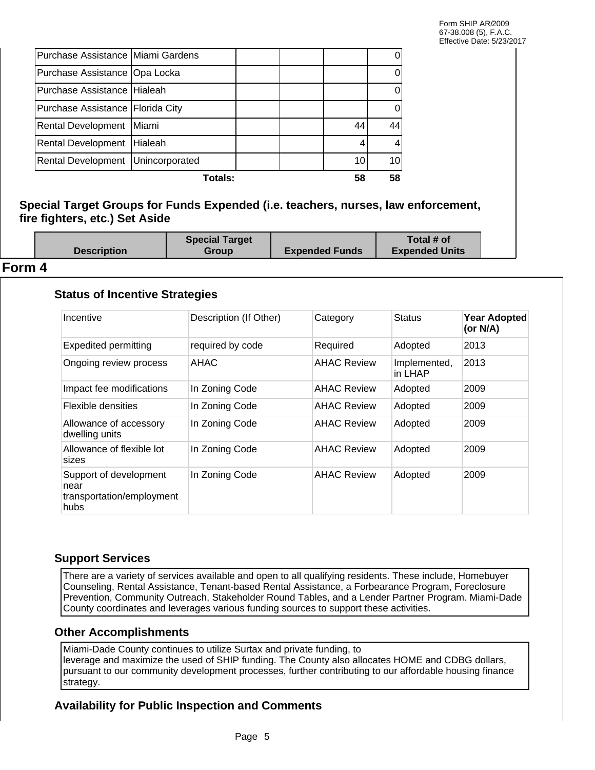| | | | | | |
|---|---|---|---|---|---|
| Purchase Assistance | Miami Gardens | | | | 0 |
| Purchase Assistance | Opa Locka | | | | 0 |
| Purchase Assistance | Hialeah | | | | 0 |
| Purchase Assistance | Florida City | | | | 0 |
| Rental Development | Miami | | | 44 | 44 |
| Rental Development | Hialeah | | | 4 | 4 |
| Rental Development | Unincorporated | | | 10 | 10 |
| | **Totals:** | | | **58** | **58** |

### Special Target Groups for Funds Expended (i.e. teachers, nurses, law enforcement, fire fighters, etc.) Set Aside

| Description | Special Target Group | Expended Funds | Total # of Expended Units |
|---|---|---|---|

## Form 4

### Status of Incentive Strategies

| Incentive | Description (If Other) | Category | Status | Year Adopted (or N/A) |
|---|---|---|---|---|
| Expedited permitting | required by code | Required | Adopted | 2013 |
| Ongoing review process | AHAC | AHAC Review | Implemented, in LHAP | 2013 |
| Impact fee modifications | In Zoning Code | AHAC Review | Adopted | 2009 |
| Flexible densities | In Zoning Code | AHAC Review | Adopted | 2009 |
| Allowance of accessory dwelling units | In Zoning Code | AHAC Review | Adopted | 2009 |
| Allowance of flexible lot sizes | In Zoning Code | AHAC Review | Adopted | 2009 |
| Support of development near transportation/employment hubs | In Zoning Code | AHAC Review | Adopted | 2009 |

### Support Services

There are a variety of services available and open to all qualifying residents. These include, Homebuyer Counseling, Rental Assistance, Tenant-based Rental Assistance, a Forbearance Program, Foreclosure Prevention, Community Outreach, Stakeholder Round Tables, and a Lender Partner Program. Miami-Dade County coordinates and leverages various funding sources to support these activities.

### Other Accomplishments

Miami-Dade County continues to utilize Surtax and private funding, to leverage and maximize the used of SHIP funding. The County also allocates HOME and CDBG dollars, pursuant to our community development processes, further contributing to our affordable housing finance strategy.

### Availability for Public Inspection and Comments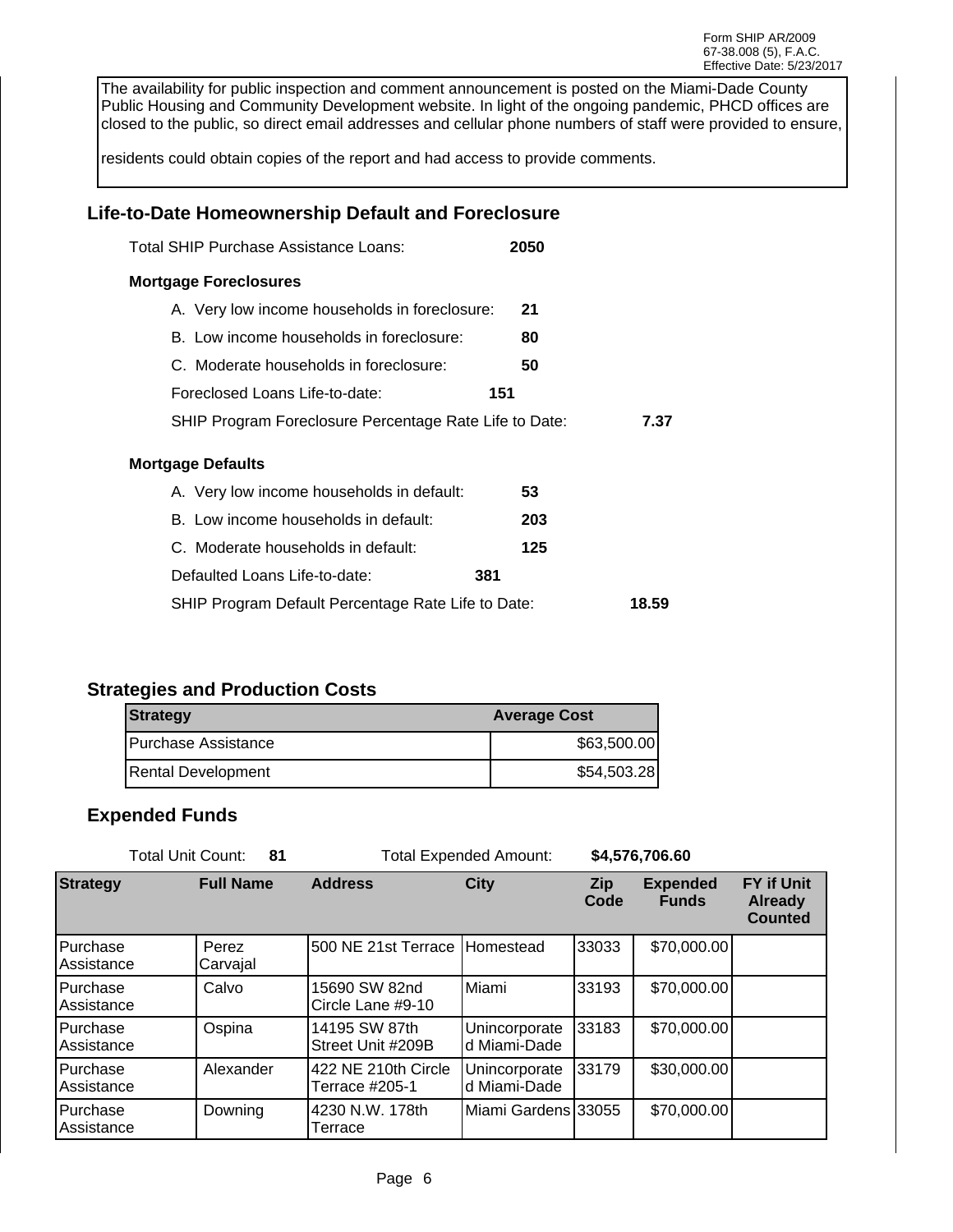The availability for public inspection and comment announcement is posted on the Miami-Dade County Public Housing and Community Development website. In light of the ongoing pandemic, PHCD offices are closed to the public, so direct email addresses and cellular phone numbers of staff were provided to ensure,

residents could obtain copies of the report and had access to provide comments.

## Life-to-Date Homeownership Default and Foreclosure

Total SHIP Purchase Assistance Loans: **2050**

### Mortgage Foreclosures

A. Very low income households in foreclosure: **21**

B. Low income households in foreclosure: **80**

C. Moderate households in foreclosure: **50**

Foreclosed Loans Life-to-date: **151**

SHIP Program Foreclosure Percentage Rate Life to Date: **7.37**

### Mortgage Defaults

A. Very low income households in default: **53**

B. Low income households in default: **203**

C. Moderate households in default: **125**

Defaulted Loans Life-to-date: **381**

SHIP Program Default Percentage Rate Life to Date: **18.59**

## Strategies and Production Costs

| Strategy | Average Cost |
|---|---|
| Purchase Assistance | $63,500.00 |
| Rental Development | $54,503.28 |

## Expended Funds

Total Unit Count: **81** Total Expended Amount: **$4,576,706.60**

| Strategy | Full Name | Address | City | Zip Code | Expended Funds | FY if Unit Already Counted |
|---|---|---|---|---|---|---|
| Purchase Assistance | Perez Carvajal | 500 NE 21st Terrace | Homestead | 33033 | $70,000.00 | |
| Purchase Assistance | Calvo | 15690 SW 82nd Circle Lane #9-10 | Miami | 33193 | $70,000.00 | |
| Purchase Assistance | Ospina | 14195 SW 87th Street Unit #209B | Unincorporated Miami-Dade | 33183 | $70,000.00 | |
| Purchase Assistance | Alexander | 422 NE 210th Circle Terrace #205-1 | Unincorporated Miami-Dade | 33179 | $30,000.00 | |
| Purchase Assistance | Downing | 4230 N.W. 178th Terrace | Miami Gardens | 33055 | $70,000.00 | |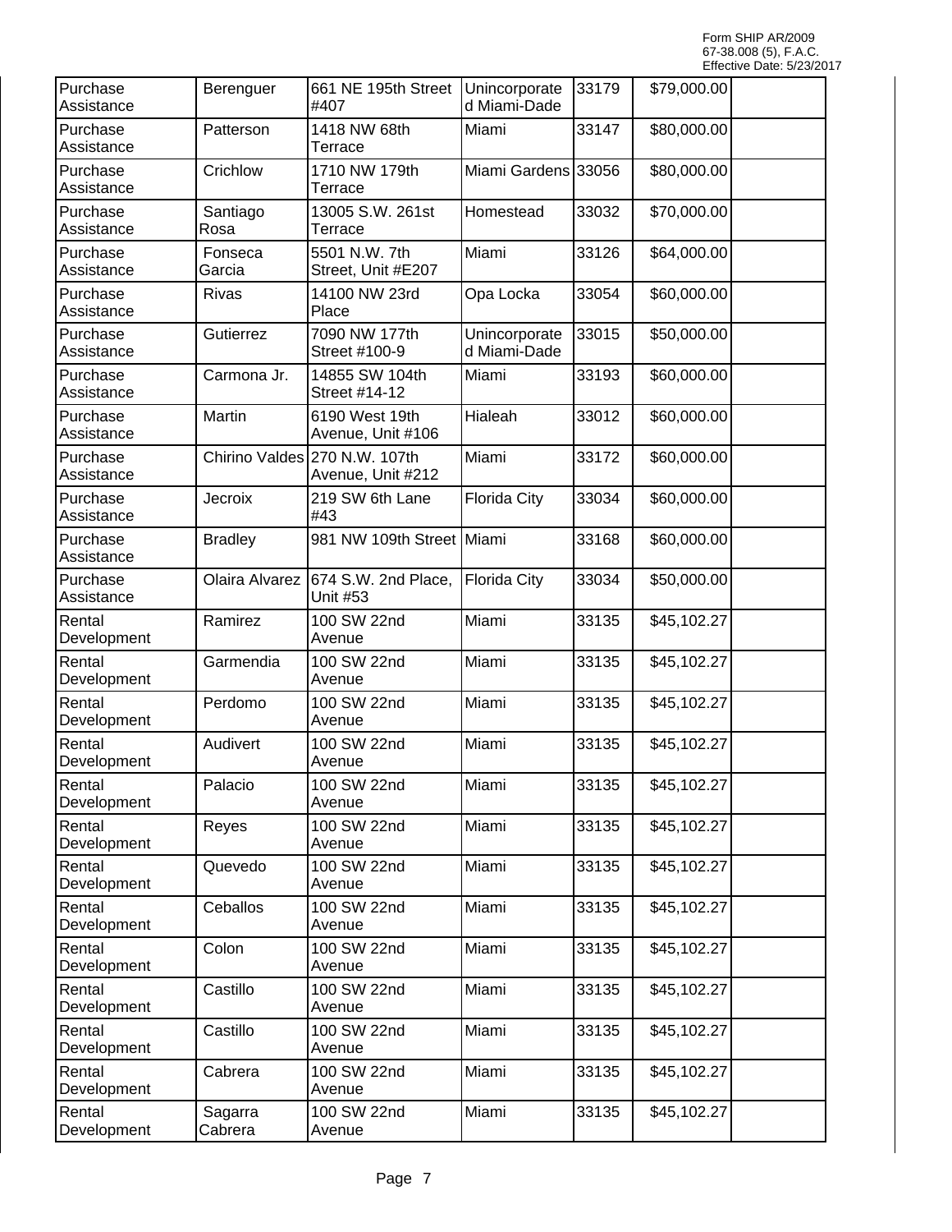| | | | | | | |
|---|---|---|---|---|---|---|
| Purchase Assistance | Berenguer | 661 NE 195th Street #407 | Unincorporated Miami-Dade | 33179 | $79,000.00 | |
| Purchase Assistance | Patterson | 1418 NW 68th Terrace | Miami | 33147 | $80,000.00 | |
| Purchase Assistance | Crichlow | 1710 NW 179th Terrace | Miami Gardens | 33056 | $80,000.00 | |
| Purchase Assistance | Santiago Rosa | 13005 S.W. 261st Terrace | Homestead | 33032 | $70,000.00 | |
| Purchase Assistance | Fonseca Garcia | 5501 N.W. 7th Street, Unit #E207 | Miami | 33126 | $64,000.00 | |
| Purchase Assistance | Rivas | 14100 NW 23rd Place | Opa Locka | 33054 | $60,000.00 | |
| Purchase Assistance | Gutierrez | 7090 NW 177th Street #100-9 | Unincorporated Miami-Dade | 33015 | $50,000.00 | |
| Purchase Assistance | Carmona Jr. | 14855 SW 104th Street #14-12 | Miami | 33193 | $60,000.00 | |
| Purchase Assistance | Martin | 6190 West 19th Avenue, Unit #106 | Hialeah | 33012 | $60,000.00 | |
| Purchase Assistance | Chirino Valdes | 270 N.W. 107th Avenue, Unit #212 | Miami | 33172 | $60,000.00 | |
| Purchase Assistance | Jecroix | 219 SW 6th Lane #43 | Florida City | 33034 | $60,000.00 | |
| Purchase Assistance | Bradley | 981 NW 109th Street | Miami | 33168 | $60,000.00 | |
| Purchase Assistance | Olaira Alvarez | 674 S.W. 2nd Place, Unit #53 | Florida City | 33034 | $50,000.00 | |
| Rental Development | Ramirez | 100 SW 22nd Avenue | Miami | 33135 | $45,102.27 | |
| Rental Development | Garmendia | 100 SW 22nd Avenue | Miami | 33135 | $45,102.27 | |
| Rental Development | Perdomo | 100 SW 22nd Avenue | Miami | 33135 | $45,102.27 | |
| Rental Development | Audivert | 100 SW 22nd Avenue | Miami | 33135 | $45,102.27 | |
| Rental Development | Palacio | 100 SW 22nd Avenue | Miami | 33135 | $45,102.27 | |
| Rental Development | Reyes | 100 SW 22nd Avenue | Miami | 33135 | $45,102.27 | |
| Rental Development | Quevedo | 100 SW 22nd Avenue | Miami | 33135 | $45,102.27 | |
| Rental Development | Ceballos | 100 SW 22nd Avenue | Miami | 33135 | $45,102.27 | |
| Rental Development | Colon | 100 SW 22nd Avenue | Miami | 33135 | $45,102.27 | |
| Rental Development | Castillo | 100 SW 22nd Avenue | Miami | 33135 | $45,102.27 | |
| Rental Development | Castillo | 100 SW 22nd Avenue | Miami | 33135 | $45,102.27 | |
| Rental Development | Cabrera | 100 SW 22nd Avenue | Miami | 33135 | $45,102.27 | |
| Rental Development | Sagarra Cabrera | 100 SW 22nd Avenue | Miami | 33135 | $45,102.27 | |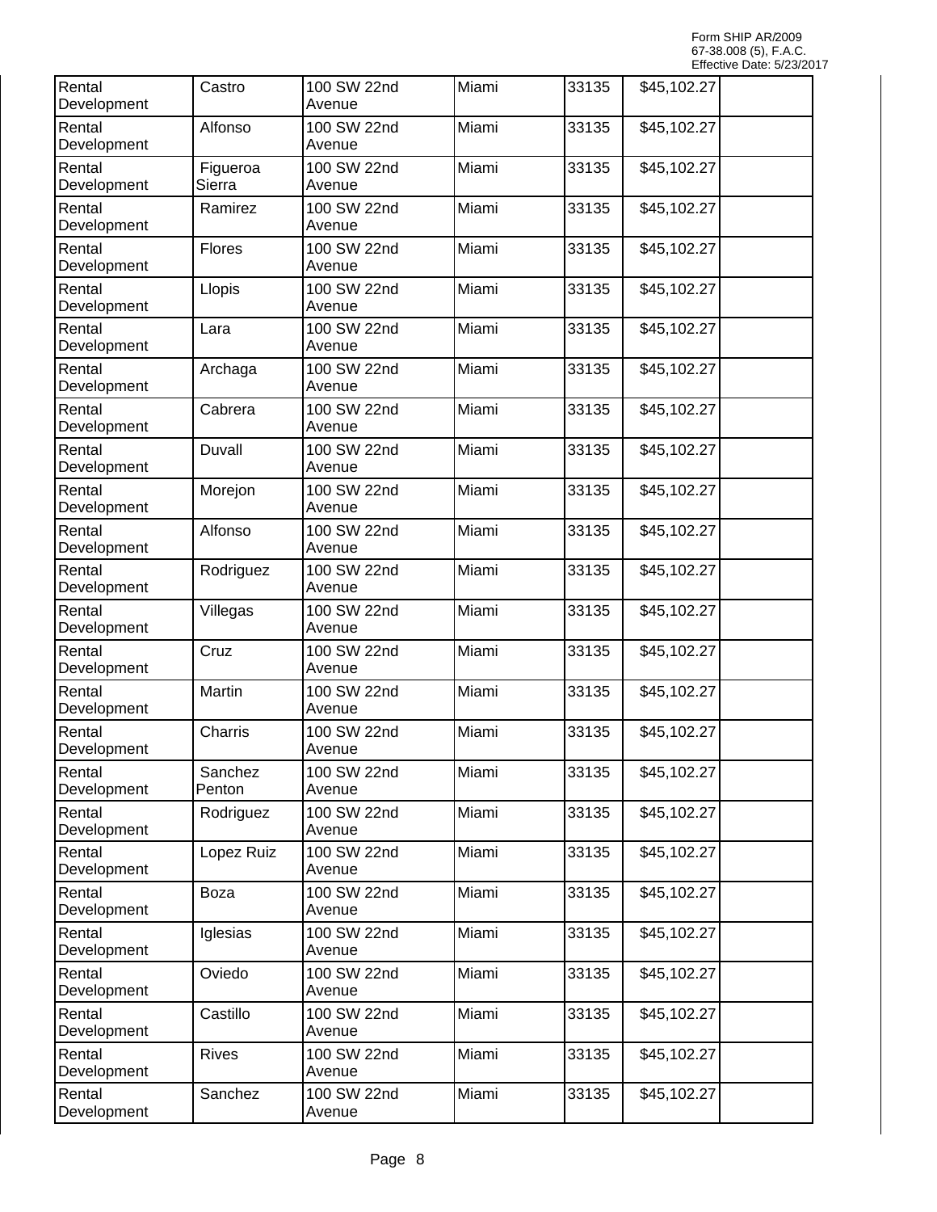| Rental Development | Castro | 100 SW 22nd Avenue | Miami | 33135 | $45,102.27 | |
|---|---|---|---|---|---|---|
| Rental Development | Alfonso | 100 SW 22nd Avenue | Miami | 33135 | $45,102.27 | |
| Rental Development | Figueroa Sierra | 100 SW 22nd Avenue | Miami | 33135 | $45,102.27 | |
| Rental Development | Ramirez | 100 SW 22nd Avenue | Miami | 33135 | $45,102.27 | |
| Rental Development | Flores | 100 SW 22nd Avenue | Miami | 33135 | $45,102.27 | |
| Rental Development | Llopis | 100 SW 22nd Avenue | Miami | 33135 | $45,102.27 | |
| Rental Development | Lara | 100 SW 22nd Avenue | Miami | 33135 | $45,102.27 | |
| Rental Development | Archaga | 100 SW 22nd Avenue | Miami | 33135 | $45,102.27 | |
| Rental Development | Cabrera | 100 SW 22nd Avenue | Miami | 33135 | $45,102.27 | |
| Rental Development | Duvall | 100 SW 22nd Avenue | Miami | 33135 | $45,102.27 | |
| Rental Development | Morejon | 100 SW 22nd Avenue | Miami | 33135 | $45,102.27 | |
| Rental Development | Alfonso | 100 SW 22nd Avenue | Miami | 33135 | $45,102.27 | |
| Rental Development | Rodriguez | 100 SW 22nd Avenue | Miami | 33135 | $45,102.27 | |
| Rental Development | Villegas | 100 SW 22nd Avenue | Miami | 33135 | $45,102.27 | |
| Rental Development | Cruz | 100 SW 22nd Avenue | Miami | 33135 | $45,102.27 | |
| Rental Development | Martin | 100 SW 22nd Avenue | Miami | 33135 | $45,102.27 | |
| Rental Development | Charris | 100 SW 22nd Avenue | Miami | 33135 | $45,102.27 | |
| Rental Development | Sanchez Penton | 100 SW 22nd Avenue | Miami | 33135 | $45,102.27 | |
| Rental Development | Rodriguez | 100 SW 22nd Avenue | Miami | 33135 | $45,102.27 | |
| Rental Development | Lopez Ruiz | 100 SW 22nd Avenue | Miami | 33135 | $45,102.27 | |
| Rental Development | Boza | 100 SW 22nd Avenue | Miami | 33135 | $45,102.27 | |
| Rental Development | Iglesias | 100 SW 22nd Avenue | Miami | 33135 | $45,102.27 | |
| Rental Development | Oviedo | 100 SW 22nd Avenue | Miami | 33135 | $45,102.27 | |
| Rental Development | Castillo | 100 SW 22nd Avenue | Miami | 33135 | $45,102.27 | |
| Rental Development | Rives | 100 SW 22nd Avenue | Miami | 33135 | $45,102.27 | |
| Rental Development | Sanchez | 100 SW 22nd Avenue | Miami | 33135 | $45,102.27 | |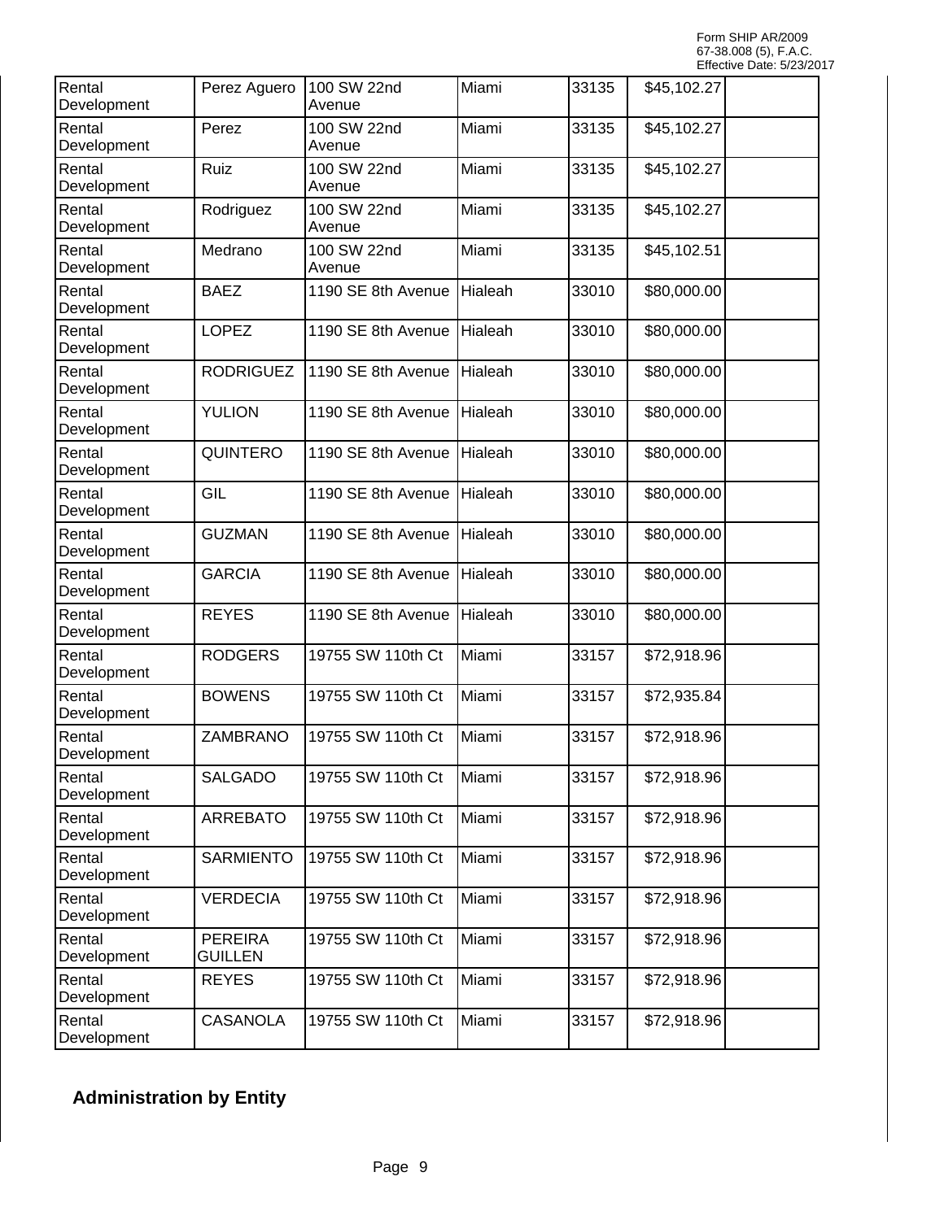| | | | | | | |
|---|---|---|---|---|---|---|
| Rental Development | Perez Aguero | 100 SW 22nd Avenue | Miami | 33135 | $45,102.27 | |
| Rental Development | Perez | 100 SW 22nd Avenue | Miami | 33135 | $45,102.27 | |
| Rental Development | Ruiz | 100 SW 22nd Avenue | Miami | 33135 | $45,102.27 | |
| Rental Development | Rodriguez | 100 SW 22nd Avenue | Miami | 33135 | $45,102.27 | |
| Rental Development | Medrano | 100 SW 22nd Avenue | Miami | 33135 | $45,102.51 | |
| Rental Development | BAEZ | 1190 SE 8th Avenue | Hialeah | 33010 | $80,000.00 | |
| Rental Development | LOPEZ | 1190 SE 8th Avenue | Hialeah | 33010 | $80,000.00 | |
| Rental Development | RODRIGUEZ | 1190 SE 8th Avenue | Hialeah | 33010 | $80,000.00 | |
| Rental Development | YULION | 1190 SE 8th Avenue | Hialeah | 33010 | $80,000.00 | |
| Rental Development | QUINTERO | 1190 SE 8th Avenue | Hialeah | 33010 | $80,000.00 | |
| Rental Development | GIL | 1190 SE 8th Avenue | Hialeah | 33010 | $80,000.00 | |
| Rental Development | GUZMAN | 1190 SE 8th Avenue | Hialeah | 33010 | $80,000.00 | |
| Rental Development | GARCIA | 1190 SE 8th Avenue | Hialeah | 33010 | $80,000.00 | |
| Rental Development | REYES | 1190 SE 8th Avenue | Hialeah | 33010 | $80,000.00 | |
| Rental Development | RODGERS | 19755 SW 110th Ct | Miami | 33157 | $72,918.96 | |
| Rental Development | BOWENS | 19755 SW 110th Ct | Miami | 33157 | $72,935.84 | |
| Rental Development | ZAMBRANO | 19755 SW 110th Ct | Miami | 33157 | $72,918.96 | |
| Rental Development | SALGADO | 19755 SW 110th Ct | Miami | 33157 | $72,918.96 | |
| Rental Development | ARREBATO | 19755 SW 110th Ct | Miami | 33157 | $72,918.96 | |
| Rental Development | SARMIENTO | 19755 SW 110th Ct | Miami | 33157 | $72,918.96 | |
| Rental Development | VERDECIA | 19755 SW 110th Ct | Miami | 33157 | $72,918.96 | |
| Rental Development | PEREIRA GUILLEN | 19755 SW 110th Ct | Miami | 33157 | $72,918.96 | |
| Rental Development | REYES | 19755 SW 110th Ct | Miami | 33157 | $72,918.96 | |
| Rental Development | CASANOLA | 19755 SW 110th Ct | Miami | 33157 | $72,918.96 | |

## Administration by Entity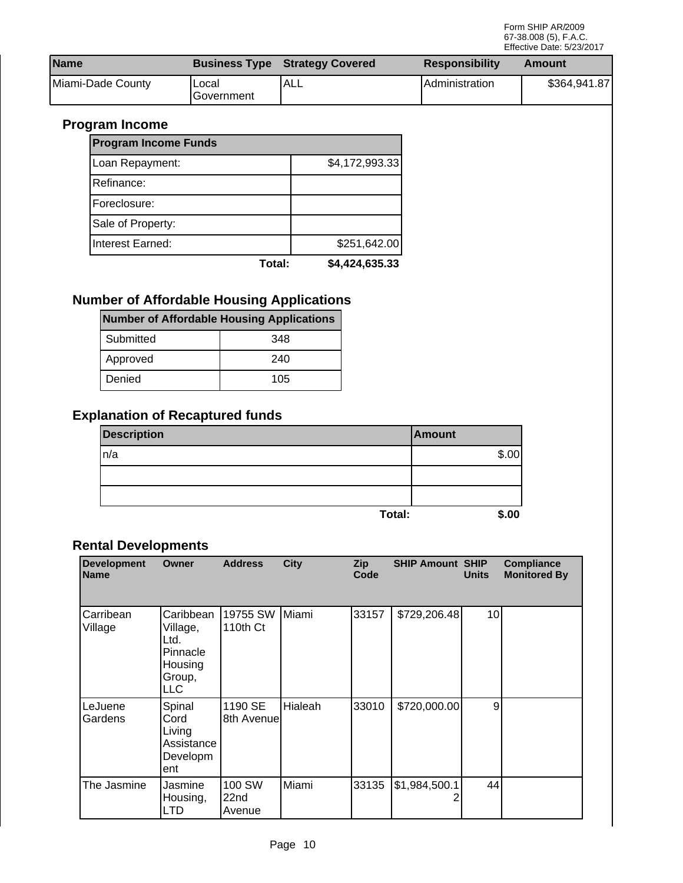| Name | Business Type | Strategy Covered | Responsibility | Amount |
|---|---|---|---|---|
| Miami-Dade County | Local Government | ALL | Administration | $364,941.87 |

## Program Income

| Program Income Funds | |
|---|---|
| Loan Repayment: | $4,172,993.33 |
| Refinance: | |
| Foreclosure: | |
| Sale of Property: | |
| Interest Earned: | $251,642.00 |
| **Total:** | **$4,424,635.33** |

## Number of Affordable Housing Applications

| Number of Affordable Housing Applications | |
|---|---|
| Submitted | 348 |
| Approved | 240 |
| Denied | 105 |

## Explanation of Recaptured funds

| Description | Amount |
|---|---|
| n/a | $.00 |
| | |
| | |
| **Total:** | **$.00** |

## Rental Developments

| Development Name | Owner | Address | City | Zip Code | SHIP Amount | SHIP Units | Compliance Monitored By |
|---|---|---|---|---|---|---|---|
| Carribean Village | Caribbean Village, Ltd. Pinnacle Housing Group, LLC | 19755 SW 110th Ct | Miami | 33157 | $729,206.48 | 10 | |
| LeJuene Gardens | Spinal Cord Living Assistance Development | 1190 SE 8th Avenue | Hialeah | 33010 | $720,000.00 | 9 | |
| The Jasmine | Jasmine Housing, LTD | 100 SW 22nd Avenue | Miami | 33135 | $1,984,500.12 | 44 | |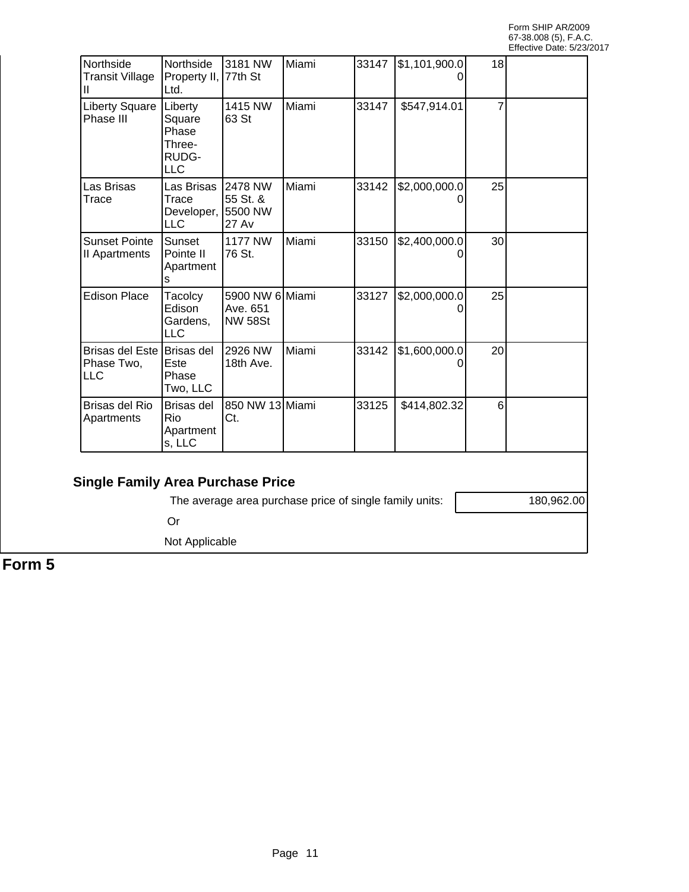| | | | | | | | |
|---|---|---|---|---|---|---|---|
| Northside Transit Village II | Northside Property II, Ltd. | 3181 NW 77th St | Miami | 33147 | $1,101,900.00 | 18 | |
| Liberty Square Phase III | Liberty Square Phase Three-RUDG-LLC | 1415 NW 63 St | Miami | 33147 | $547,914.01 | 7 | |
| Las Brisas Trace | Las Brisas Trace Developer, LLC | 2478 NW 55 St. & 5500 NW 27 Av | Miami | 33142 | $2,000,000.00 | 25 | |
| Sunset Pointe II Apartments | Sunset Pointe II Apartments | 1177 NW 76 St. | Miami | 33150 | $2,400,000.00 | 30 | |
| Edison Place | Tacolcy Edison Gardens, LLC | 5900 NW 6 Ave. 651 NW 58St | Miami | 33127 | $2,000,000.00 | 25 | |
| Brisas del Este Phase Two, LLC | Brisas del Este Phase Two, LLC | 2926 NW 18th Ave. | Miami | 33142 | $1,600,000.00 | 20 | |
| Brisas del Rio Apartments | Brisas del Rio Apartments, LLC | 850 NW 13 Ct. | Miami | 33125 | $414,802.32 | 6 | |

## Single Family Area Purchase Price

The average area purchase price of single family units: 180,962.00

Or

Not Applicable

**Form 5**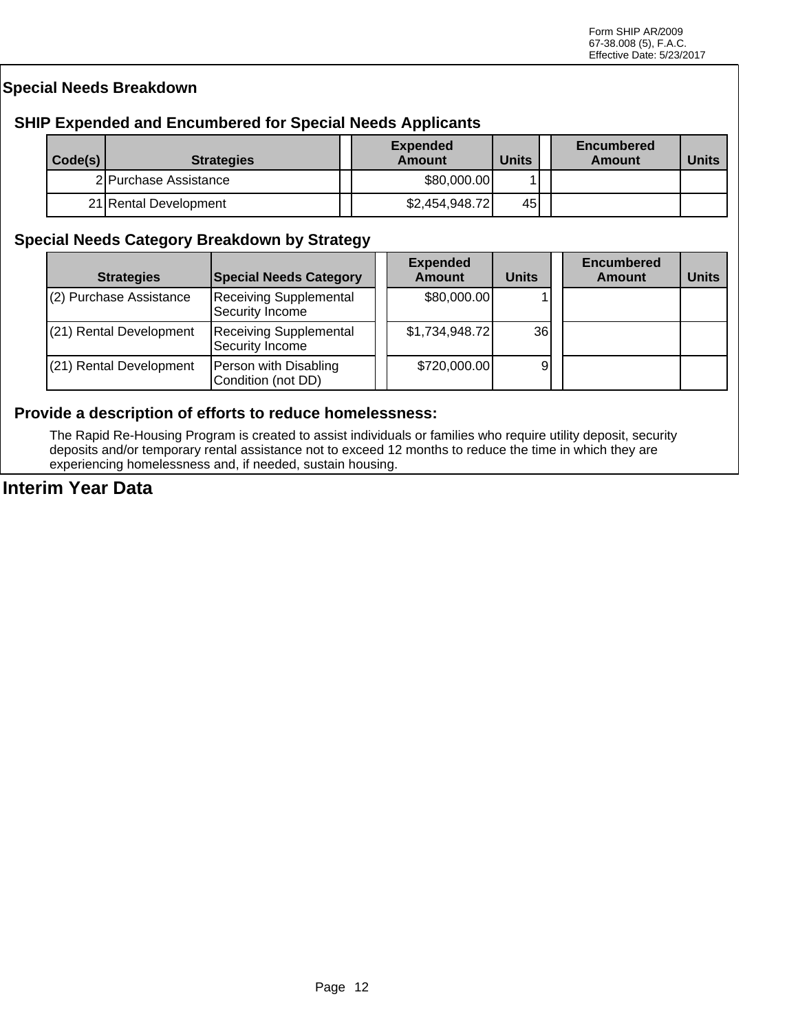## Special Needs Breakdown

### SHIP Expended and Encumbered for Special Needs Applicants

| Code(s) | Strategies | Expended Amount | Units | Encumbered Amount | Units |
|---|---|---|---|---|---|
| 2 | Purchase Assistance | $80,000.00 | 1 | | |
| 21 | Rental Development | $2,454,948.72 | 45 | | |

### Special Needs Category Breakdown by Strategy

| Strategies | Special Needs Category | Expended Amount | Units | Encumbered Amount | Units |
|---|---|---|---|---|---|
| (2) Purchase Assistance | Receiving Supplemental Security Income | $80,000.00 | 1 | | |
| (21) Rental Development | Receiving Supplemental Security Income | $1,734,948.72 | 36 | | |
| (21) Rental Development | Person with Disabling Condition (not DD) | $720,000.00 | 9 | | |

### Provide a description of efforts to reduce homelessness:

The Rapid Re-Housing Program is created to assist individuals or families who require utility deposit, security deposits and/or temporary rental assistance not to exceed 12 months to reduce the time in which they are experiencing homelessness and, if needed, sustain housing.

## Interim Year Data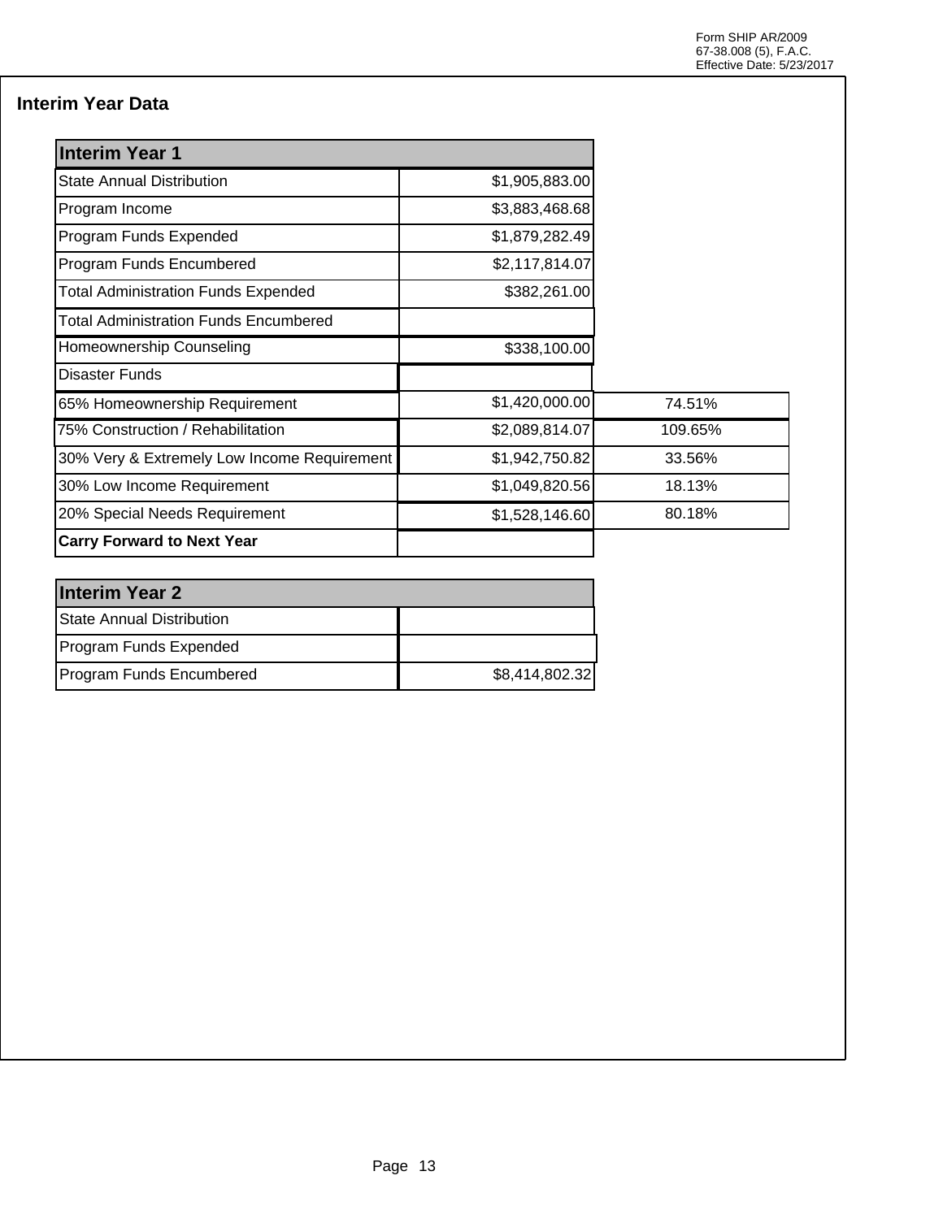Form SHIP AR/2009
67-38.008 (5), F.A.C.
Effective Date: 5/23/2017

## Interim Year Data

| Interim Year 1 | | |
|---|---|---|
| State Annual Distribution | $1,905,883.00 | |
| Program Income | $3,883,468.68 | |
| Program Funds Expended | $1,879,282.49 | |
| Program Funds Encumbered | $2,117,814.07 | |
| Total Administration Funds Expended | $382,261.00 | |
| Total Administration Funds Encumbered | | |
| Homeownership Counseling | $338,100.00 | |
| Disaster Funds | | |
| 65% Homeownership Requirement | $1,420,000.00 | 74.51% |
| 75% Construction / Rehabilitation | $2,089,814.07 | 109.65% |
| 30% Very & Extremely Low Income Requirement | $1,942,750.82 | 33.56% |
| 30% Low Income Requirement | $1,049,820.56 | 18.13% |
| 20% Special Needs Requirement | $1,528,146.60 | 80.18% |
| **Carry Forward to Next Year** | | |

| Interim Year 2 | |
|---|---|
| State Annual Distribution | |
| Program Funds Expended | |
| Program Funds Encumbered | $8,414,802.32 |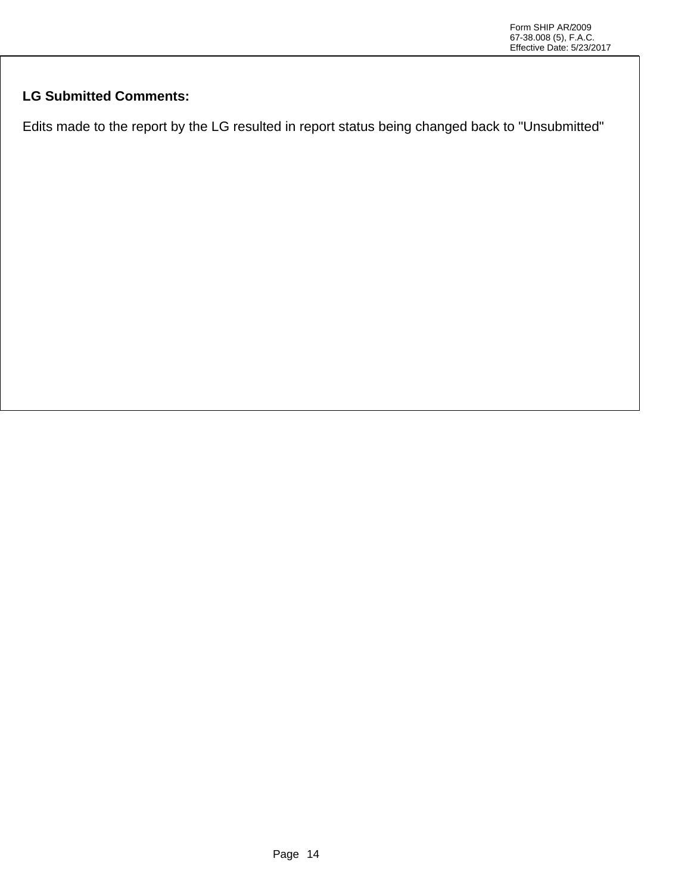**LG Submitted Comments:**

Edits made to the report by the LG resulted in report status being changed back to "Unsubmitted"